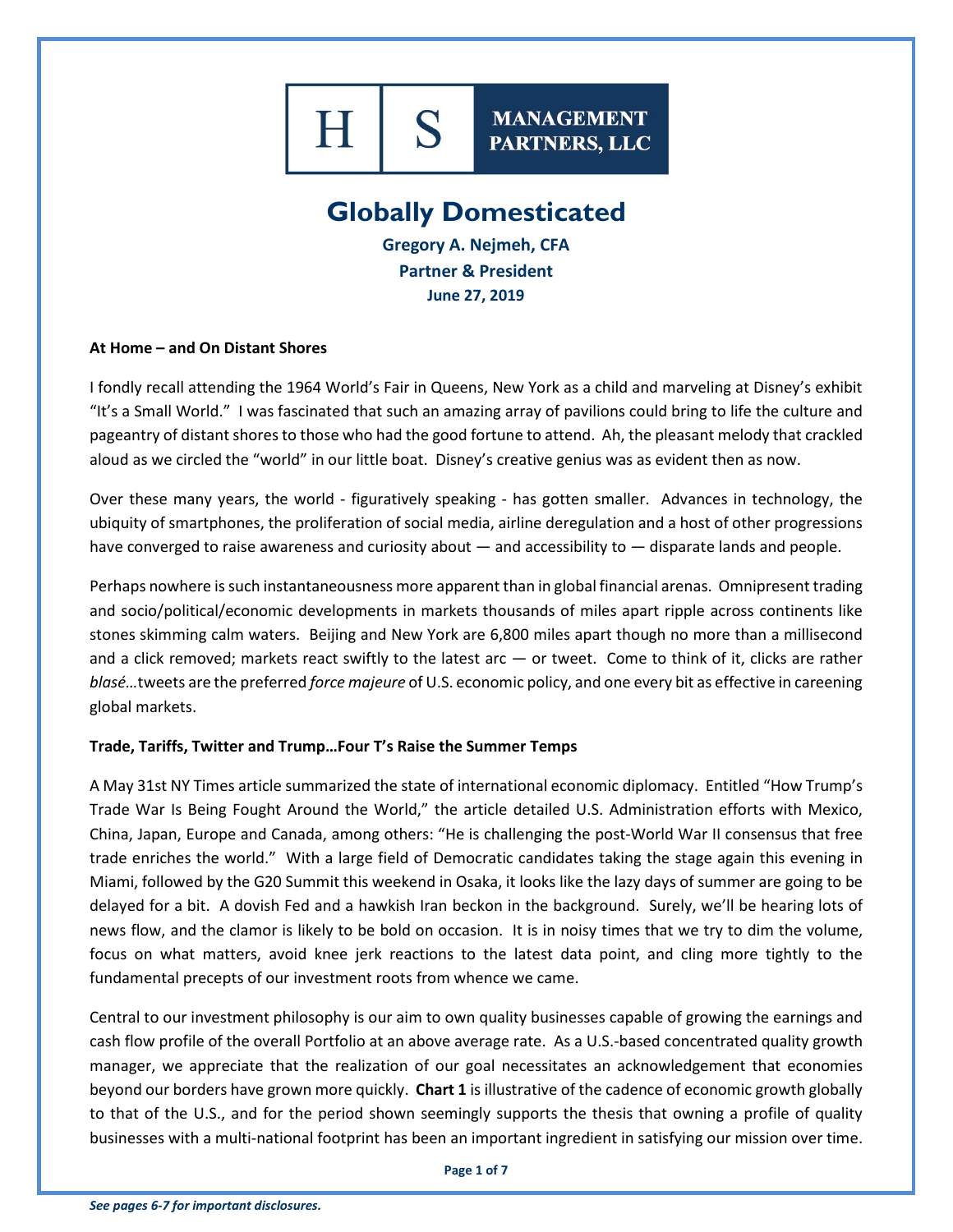**H | S MANAGEMENT PARTNERS, LLC**

# Globally Domesticated

**Gregory A. Nejmeh, CFA**
**Partner & President**
**June 27, 2019**

**At Home – and On Distant Shores**

I fondly recall attending the 1964 World's Fair in Queens, New York as a child and marveling at Disney's exhibit "It's a Small World." I was fascinated that such an amazing array of pavilions could bring to life the culture and pageantry of distant shores to those who had the good fortune to attend. Ah, the pleasant melody that crackled aloud as we circled the "world" in our little boat. Disney's creative genius was as evident then as now.

Over these many years, the world - figuratively speaking - has gotten smaller. Advances in technology, the ubiquity of smartphones, the proliferation of social media, airline deregulation and a host of other progressions have converged to raise awareness and curiosity about — and accessibility to — disparate lands and people.

Perhaps nowhere is such instantaneousness more apparent than in global financial arenas. Omnipresent trading and socio/political/economic developments in markets thousands of miles apart ripple across continents like stones skimming calm waters. Beijing and New York are 6,800 miles apart though no more than a millisecond and a click removed; markets react swiftly to the latest arc — or tweet. Come to think of it, clicks are rather *blasé*…tweets are the preferred *force majeure* of U.S. economic policy, and one every bit as effective in careening global markets.

**Trade, Tariffs, Twitter and Trump…Four T's Raise the Summer Temps**

A May 31st NY Times article summarized the state of international economic diplomacy. Entitled "How Trump's Trade War Is Being Fought Around the World," the article detailed U.S. Administration efforts with Mexico, China, Japan, Europe and Canada, among others: "He is challenging the post-World War II consensus that free trade enriches the world." With a large field of Democratic candidates taking the stage again this evening in Miami, followed by the G20 Summit this weekend in Osaka, it looks like the lazy days of summer are going to be delayed for a bit. A dovish Fed and a hawkish Iran beckon in the background. Surely, we'll be hearing lots of news flow, and the clamor is likely to be bold on occasion. It is in noisy times that we try to dim the volume, focus on what matters, avoid knee jerk reactions to the latest data point, and cling more tightly to the fundamental precepts of our investment roots from whence we came.

Central to our investment philosophy is our aim to own quality businesses capable of growing the earnings and cash flow profile of the overall Portfolio at an above average rate. As a U.S.-based concentrated quality growth manager, we appreciate that the realization of our goal necessitates an acknowledgement that economies beyond our borders have grown more quickly. **Chart 1** is illustrative of the cadence of economic growth globally to that of the U.S., and for the period shown seemingly supports the thesis that owning a profile of quality businesses with a multi-national footprint has been an important ingredient in satisfying our mission over time.

*See pages 6-7 for important disclosures.*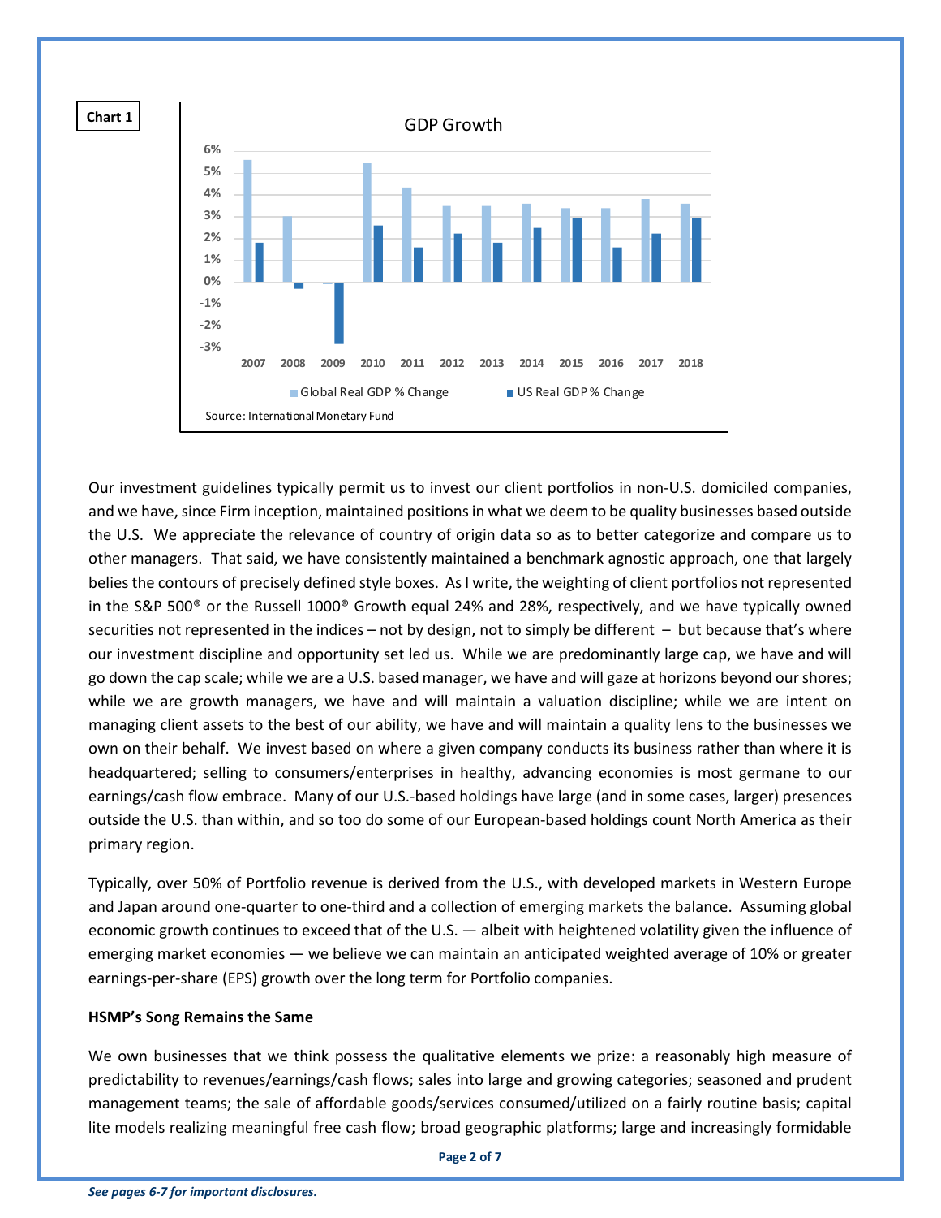**Chart 1**

GDP Growth

Source: International Monetary Fund

Our investment guidelines typically permit us to invest our client portfolios in non-U.S. domiciled companies, and we have, since Firm inception, maintained positions in what we deem to be quality businesses based outside the U.S. We appreciate the relevance of country of origin data so as to better categorize and compare us to other managers. That said, we have consistently maintained a benchmark agnostic approach, one that largely belies the contours of precisely defined style boxes. As I write, the weighting of client portfolios not represented in the S&P 500® or the Russell 1000® Growth equal 24% and 28%, respectively, and we have typically owned securities not represented in the indices – not by design, not to simply be different – but because that's where our investment discipline and opportunity set led us. While we are predominantly large cap, we have and will go down the cap scale; while we are a U.S. based manager, we have and will gaze at horizons beyond our shores; while we are growth managers, we have and will maintain a valuation discipline; while we are intent on managing client assets to the best of our ability, we have and will maintain a quality lens to the businesses we own on their behalf. We invest based on where a given company conducts its business rather than where it is headquartered; selling to consumers/enterprises in healthy, advancing economies is most germane to our earnings/cash flow embrace. Many of our U.S.-based holdings have large (and in some cases, larger) presences outside the U.S. than within, and so too do some of our European-based holdings count North America as their primary region.

Typically, over 50% of Portfolio revenue is derived from the U.S., with developed markets in Western Europe and Japan around one-quarter to one-third and a collection of emerging markets the balance. Assuming global economic growth continues to exceed that of the U.S. — albeit with heightened volatility given the influence of emerging market economies — we believe we can maintain an anticipated weighted average of 10% or greater earnings-per-share (EPS) growth over the long term for Portfolio companies.

**HSMP's Song Remains the Same**

We own businesses that we think possess the qualitative elements we prize: a reasonably high measure of predictability to revenues/earnings/cash flows; sales into large and growing categories; seasoned and prudent management teams; the sale of affordable goods/services consumed/utilized on a fairly routine basis; capital lite models realizing meaningful free cash flow; broad geographic platforms; large and increasingly formidable

*See pages 6-7 for important disclosures.*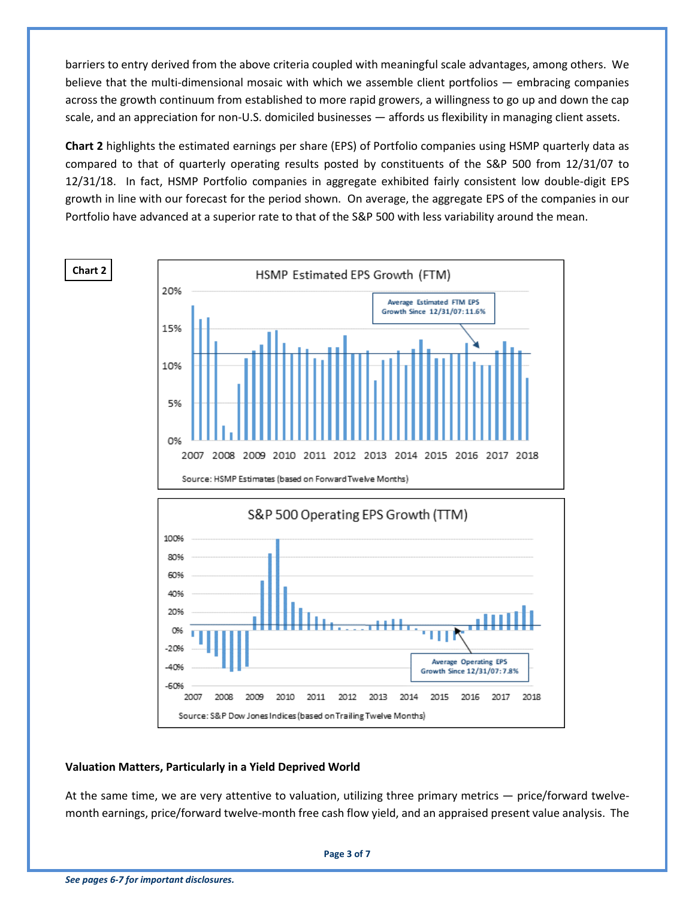barriers to entry derived from the above criteria coupled with meaningful scale advantages, among others. We believe that the multi-dimensional mosaic with which we assemble client portfolios — embracing companies across the growth continuum from established to more rapid growers, a willingness to go up and down the cap scale, and an appreciation for non-U.S. domiciled businesses — affords us flexibility in managing client assets.

**Chart 2** highlights the estimated earnings per share (EPS) of Portfolio companies using HSMP quarterly data as compared to that of quarterly operating results posted by constituents of the S&P 500 from 12/31/07 to 12/31/18. In fact, HSMP Portfolio companies in aggregate exhibited fairly consistent low double-digit EPS growth in line with our forecast for the period shown. On average, the aggregate EPS of the companies in our Portfolio have advanced at a superior rate to that of the S&P 500 with less variability around the mean.

**Chart 2**

HSMP Estimated EPS Growth (FTM)

Average Estimated FTM EPS Growth Since 12/31/07: 11.6%

Source: HSMP Estimates (based on Forward Twelve Months)

S&P 500 Operating EPS Growth (TTM)

Average Operating EPS Growth Since 12/31/07: 7.8%

Source: S&P Dow Jones Indices (based on Trailing Twelve Months)

### Valuation Matters, Particularly in a Yield Deprived World

At the same time, we are very attentive to valuation, utilizing three primary metrics — price/forward twelve-month earnings, price/forward twelve-month free cash flow yield, and an appraised present value analysis. The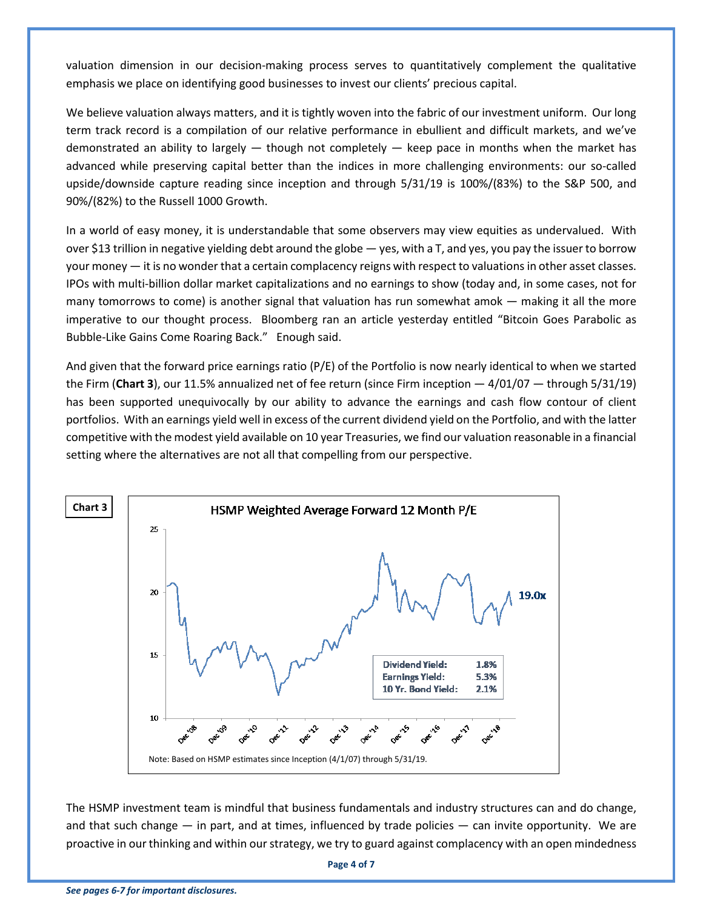valuation dimension in our decision-making process serves to quantitatively complement the qualitative emphasis we place on identifying good businesses to invest our clients' precious capital.

We believe valuation always matters, and it is tightly woven into the fabric of our investment uniform. Our long term track record is a compilation of our relative performance in ebullient and difficult markets, and we've demonstrated an ability to largely — though not completely — keep pace in months when the market has advanced while preserving capital better than the indices in more challenging environments: our so-called upside/downside capture reading since inception and through 5/31/19 is 100%/(83%) to the S&P 500, and 90%/(82%) to the Russell 1000 Growth.

In a world of easy money, it is understandable that some observers may view equities as undervalued. With over $13 trillion in negative yielding debt around the globe — yes, with a T, and yes, you pay the issuer to borrow your money — it is no wonder that a certain complacency reigns with respect to valuations in other asset classes. IPOs with multi-billion dollar market capitalizations and no earnings to show (today and, in some cases, not for many tomorrows to come) is another signal that valuation has run somewhat amok — making it all the more imperative to our thought process. Bloomberg ran an article yesterday entitled "Bitcoin Goes Parabolic as Bubble-Like Gains Come Roaring Back." Enough said.

And given that the forward price earnings ratio (P/E) of the Portfolio is now nearly identical to when we started the Firm (**Chart 3**), our 11.5% annualized net of fee return (since Firm inception — 4/01/07 — through 5/31/19) has been supported unequivocally by our ability to advance the earnings and cash flow contour of client portfolios. With an earnings yield well in excess of the current dividend yield on the Portfolio, and with the latter competitive with the modest yield available on 10 year Treasuries, we find our valuation reasonable in a financial setting where the alternatives are not all that compelling from our perspective.

**Chart 3**

HSMP Weighted Average Forward 12 Month P/E

19.0x

| | |
|---|---|
| Dividend Yield: | 1.8% |
| Earnings Yield: | 5.3% |
| 10 Yr. Bond Yield: | 2.1% |

Note: Based on HSMP estimates since Inception (4/1/07) through 5/31/19.

The HSMP investment team is mindful that business fundamentals and industry structures can and do change, and that such change — in part, and at times, influenced by trade policies — can invite opportunity. We are proactive in our thinking and within our strategy, we try to guard against complacency with an open mindedness

***See pages 6-7 for important disclosures.***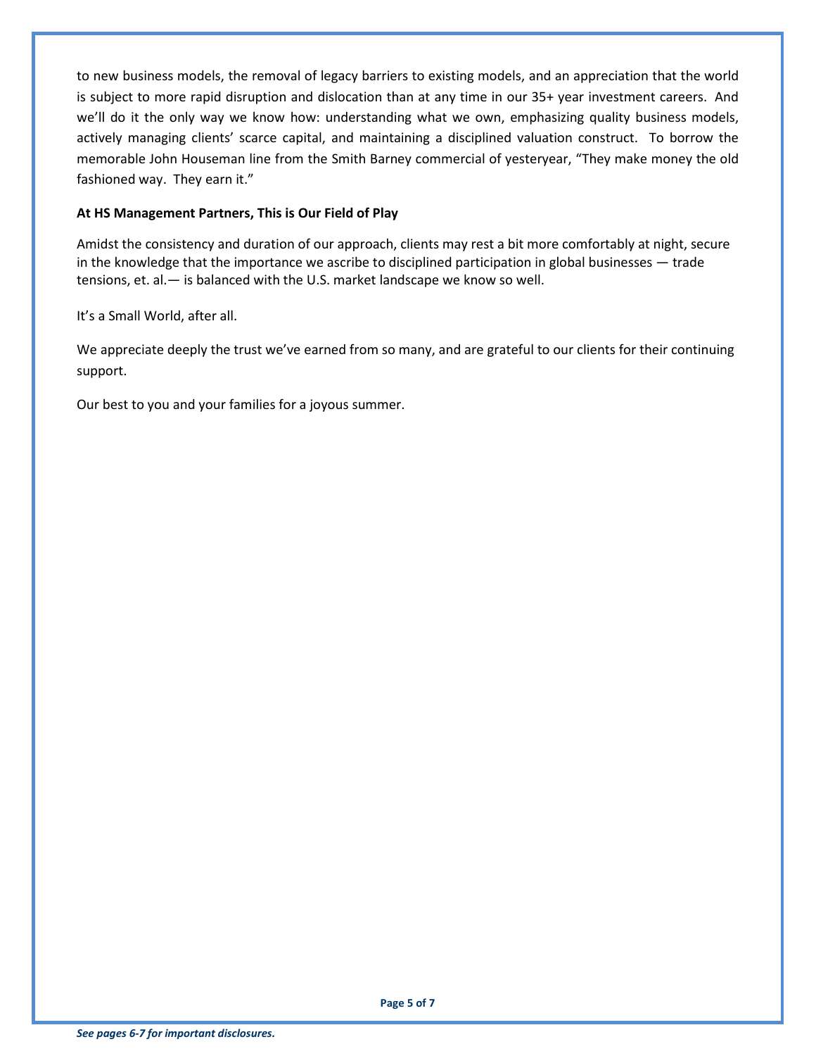to new business models, the removal of legacy barriers to existing models, and an appreciation that the world is subject to more rapid disruption and dislocation than at any time in our 35+ year investment careers. And we'll do it the only way we know how: understanding what we own, emphasizing quality business models, actively managing clients' scarce capital, and maintaining a disciplined valuation construct. To borrow the memorable John Houseman line from the Smith Barney commercial of yesteryear, "They make money the old fashioned way. They earn it."

**At HS Management Partners, This is Our Field of Play**

Amidst the consistency and duration of our approach, clients may rest a bit more comfortably at night, secure in the knowledge that the importance we ascribe to disciplined participation in global businesses — trade tensions, et. al.— is balanced with the U.S. market landscape we know so well.

It's a Small World, after all.

We appreciate deeply the trust we've earned from so many, and are grateful to our clients for their continuing support.

Our best to you and your families for a joyous summer.

***See pages 6-7 for important disclosures.***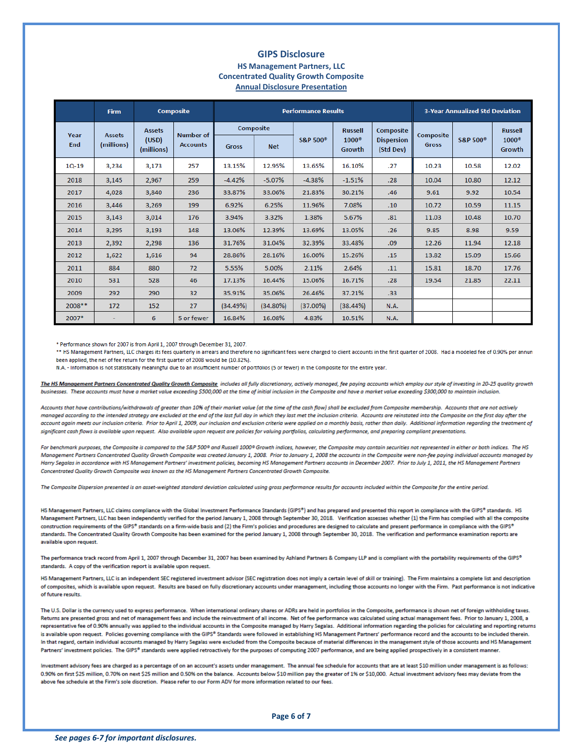# GIPS Disclosure

## HS Management Partners, LLC
## Concentrated Quality Growth Composite
## Annual Disclosure Presentation

| | Firm | Composite | | Performance Results | | | | | 3-Year Annualized Std Deviation | | |
|---|---|---|---|---|---|---|---|---|---|---|---|
| Year End | Assets (millions) | Assets (USD) (millions) | Number of Accounts | Composite Gross | Composite Net | S&P 500® | Russell 1000® Growth | Composite Dispersion (Std Dev) | Composite Gross | S&P 500® | Russell 1000® Growth |
| 1Q-19 | 3,234 | 3,173 | 257 | 13.15% | 12.95% | 13.65% | 16.10% | .27 | 10.23 | 10.58 | 12.02 |
| 2018 | 3,145 | 2,967 | 259 | -4.42% | -5.07% | -4.38% | -1.51% | .28 | 10.04 | 10.80 | 12.12 |
| 2017 | 4,028 | 3,840 | 236 | 33.87% | 33.06% | 21.83% | 30.21% | .46 | 9.61 | 9.92 | 10.54 |
| 2016 | 3,446 | 3,269 | 199 | 6.92% | 6.25% | 11.96% | 7.08% | .10 | 10.72 | 10.59 | 11.15 |
| 2015 | 3,143 | 3,014 | 176 | 3.94% | 3.32% | 1.38% | 5.67% | .81 | 11.03 | 10.48 | 10.70 |
| 2014 | 3,295 | 3,193 | 148 | 13.06% | 12.39% | 13.69% | 13.05% | .26 | 9.85 | 8.98 | 9.59 |
| 2013 | 2,392 | 2,298 | 136 | 31.76% | 31.04% | 32.39% | 33.48% | .09 | 12.26 | 11.94 | 12.18 |
| 2012 | 1,622 | 1,616 | 94 | 28.86% | 28.16% | 16.00% | 15.26% | .15 | 13.82 | 15.09 | 15.66 |
| 2011 | 884 | 880 | 72 | 5.55% | 5.00% | 2.11% | 2.64% | .11 | 15.81 | 18.70 | 17.76 |
| 2010 | 531 | 528 | 46 | 17.13% | 16.44% | 15.06% | 16.71% | .28 | 19.54 | 21.85 | 22.11 |
| 2009 | 292 | 290 | 32 | 35.91% | 35.06% | 26.46% | 37.21% | .33 | | | |
| 2008** | 172 | 152 | 27 | (34.49%) | (34.80%) | (37.00%) | (38.44%) | N.A. | | | |
| 2007* | - | 6 | 5 or fewer | 16.84% | 16.08% | 4.83% | 10.51% | N.A. | | | |

\* Performance shown for 2007 is from April 1, 2007 through December 31, 2007.

\*\* HS Management Partners, LLC charges its fees quarterly in arrears and therefore no significant fees were charged to client accounts in the first quarter of 2008. Had a modeled fee of 0.90% per annum been applied, the net of fee return for the first quarter of 2008 would be (10.82%).

N.A. - Information is not statistically meaningful due to an insufficient number of portfolios (5 or fewer) in the Composite for the entire year.

*__The HS Management Partners Concentrated Quality Growth Composite__ includes all fully discretionary, actively managed, fee paying accounts which employ our style of investing in 20-25 quality growth businesses. These accounts must have a market value exceeding $500,000 at the time of initial inclusion in the Composite and have a market value exceeding $300,000 to maintain inclusion.*

*Accounts that have contributions/withdrawals of greater than 10% of their market value (at the time of the cash flow) shall be excluded from Composite membership. Accounts that are not actively managed according to the intended strategy are excluded at the end of the last full day in which they last met the inclusion criteria. Accounts are reinstated into the Composite on the first day after the account again meets our inclusion criteria. Prior to April 1, 2009, our inclusion and exclusion criteria were applied on a monthly basis, rather than daily. Additional information regarding the treatment of significant cash flows is available upon request. Also available upon request are policies for valuing portfolios, calculating performance, and preparing compliant presentations.*

*For benchmark purposes, the Composite is compared to the S&P 500® and Russell 1000® Growth indices, however, the Composite may contain securities not represented in either or both indices. The HS Management Partners Concentrated Quality Growth Composite was created January 1, 2008. Prior to January 1, 2008 the accounts in the Composite were non-fee paying individual accounts managed by Harry Segalas in accordance with HS Management Partners' investment policies, becoming HS Management Partners accounts in December 2007. Prior to July 1, 2011, the HS Management Partners Concentrated Quality Growth Composite was known as the HS Management Partners Concentrated Growth Composite.*

*The Composite Dispersion presented is an asset-weighted standard deviation calculated using gross performance results for accounts included within the Composite for the entire period.*

HS Management Partners, LLC claims compliance with the Global Investment Performance Standards (GIPS®) and has prepared and presented this report in compliance with the GIPS® standards. HS Management Partners, LLC has been independently verified for the period January 1, 2008 through September 30, 2018. Verification assesses whether (1) the Firm has complied with all the composite construction requirements of the GIPS® standards on a firm-wide basis and (2) the Firm's policies and procedures are designed to calculate and present performance in compliance with the GIPS® standards. The Concentrated Quality Growth Composite has been examined for the period January 1, 2008 through September 30, 2018. The verification and performance examination reports are available upon request.

The performance track record from April 1, 2007 through December 31, 2007 has been examined by Ashland Partners & Company LLP and is compliant with the portability requirements of the GIPS® standards. A copy of the verification report is available upon request.

HS Management Partners, LLC is an independent SEC registered investment advisor (SEC registration does not imply a certain level of skill or training). The Firm maintains a complete list and description of composites, which is available upon request. Results are based on fully discretionary accounts under management, including those accounts no longer with the Firm. Past performance is not indicative of future results.

The U.S. Dollar is the currency used to express performance. When international ordinary shares or ADRs are held in portfolios in the Composite, performance is shown net of foreign withholding taxes. Returns are presented gross and net of management fees and include the reinvestment of all income. Net of fee performance was calculated using actual management fees. Prior to January 1, 2008, a representative fee of 0.90% annually was applied to the individual accounts in the Composite managed by Harry Segalas. Additional information regarding the policies for calculating and reporting returns is available upon request. Policies governing compliance with the GIPS® Standards were followed in establishing HS Management Partners' performance record and the accounts to be included therein. In that regard, certain individual accounts managed by Harry Segalas were excluded from the Composite because of material differences in the management style of those accounts and HS Management Partners' investment policies. The GIPS® standards were applied retroactively for the purposes of computing 2007 performance, and are being applied prospectively in a consistent manner.

Investment advisory fees are charged as a percentage of an account's assets under management. The annual fee schedule for accounts that are at least $10 million under management is as follows: 0.90% on first $25 million, 0.70% on next $25 million and 0.50% on the balance. Accounts below $10 million pay the greater of 1% or $10,000. Actual investment advisory fees may deviate from the above fee schedule at the Firm's sole discretion. Please refer to our Form ADV for more information related to our fees.

*__See pages 6-7 for important disclosures.__*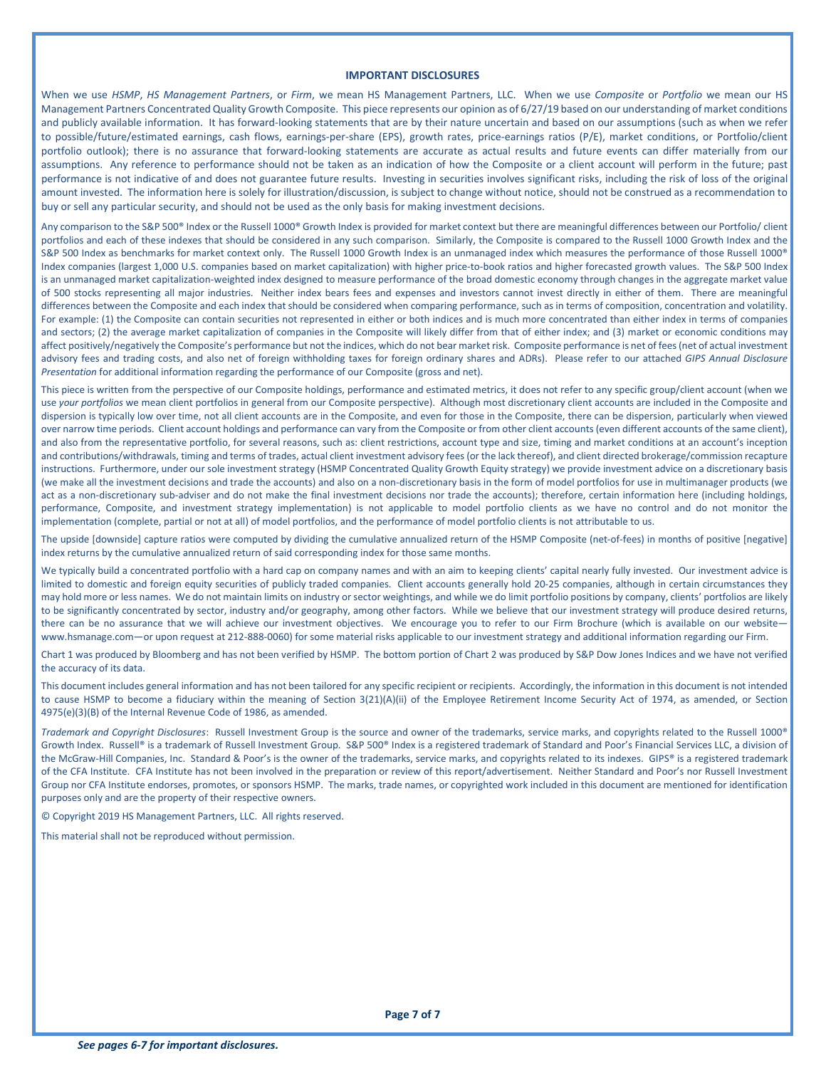## IMPORTANT DISCLOSURES

When we use *HSMP*, *HS Management Partners*, or *Firm*, we mean HS Management Partners, LLC. When we use *Composite* or *Portfolio* we mean our HS Management Partners Concentrated Quality Growth Composite. This piece represents our opinion as of 6/27/19 based on our understanding of market conditions and publicly available information. It has forward-looking statements that are by their nature uncertain and based on our assumptions (such as when we refer to possible/future/estimated earnings, cash flows, earnings-per-share (EPS), growth rates, price-earnings ratios (P/E), market conditions, or Portfolio/client portfolio outlook); there is no assurance that forward-looking statements are accurate as actual results and future events can differ materially from our assumptions. Any reference to performance should not be taken as an indication of how the Composite or a client account will perform in the future; past performance is not indicative of and does not guarantee future results. Investing in securities involves significant risks, including the risk of loss of the original amount invested. The information here is solely for illustration/discussion, is subject to change without notice, should not be construed as a recommendation to buy or sell any particular security, and should not be used as the only basis for making investment decisions.

Any comparison to the S&P 500® Index or the Russell 1000® Growth Index is provided for market context but there are meaningful differences between our Portfolio/ client portfolios and each of these indexes that should be considered in any such comparison. Similarly, the Composite is compared to the Russell 1000 Growth Index and the S&P 500 Index as benchmarks for market context only. The Russell 1000 Growth Index is an unmanaged index which measures the performance of those Russell 1000® Index companies (largest 1,000 U.S. companies based on market capitalization) with higher price-to-book ratios and higher forecasted growth values. The S&P 500 Index is an unmanaged market capitalization-weighted index designed to measure performance of the broad domestic economy through changes in the aggregate market value of 500 stocks representing all major industries. Neither index bears fees and expenses and investors cannot invest directly in either of them. There are meaningful differences between the Composite and each index that should be considered when comparing performance, such as in terms of composition, concentration and volatility. For example: (1) the Composite can contain securities not represented in either or both indices and is much more concentrated than either index in terms of companies and sectors; (2) the average market capitalization of companies in the Composite will likely differ from that of either index; and (3) market or economic conditions may affect positively/negatively the Composite's performance but not the indices, which do not bear market risk. Composite performance is net of fees (net of actual investment advisory fees and trading costs, and also net of foreign withholding taxes for foreign ordinary shares and ADRs). Please refer to our attached *GIPS Annual Disclosure Presentation* for additional information regarding the performance of our Composite (gross and net).

This piece is written from the perspective of our Composite holdings, performance and estimated metrics, it does not refer to any specific group/client account (when we use *your portfolios* we mean client portfolios in general from our Composite perspective). Although most discretionary client accounts are included in the Composite and dispersion is typically low over time, not all client accounts are in the Composite, and even for those in the Composite, there can be dispersion, particularly when viewed over narrow time periods. Client account holdings and performance can vary from the Composite or from other client accounts (even different accounts of the same client), and also from the representative portfolio, for several reasons, such as: client restrictions, account type and size, timing and market conditions at an account's inception and contributions/withdrawals, timing and terms of trades, actual client investment advisory fees (or the lack thereof), and client directed brokerage/commission recapture instructions. Furthermore, under our sole investment strategy (HSMP Concentrated Quality Growth Equity strategy) we provide investment advice on a discretionary basis (we make all the investment decisions and trade the accounts) and also on a non-discretionary basis in the form of model portfolios for use in multimanager products (we act as a non-discretionary sub-adviser and do not make the final investment decisions nor trade the accounts); therefore, certain information here (including holdings, performance, Composite, and investment strategy implementation) is not applicable to model portfolio clients as we have no control and do not monitor the implementation (complete, partial or not at all) of model portfolios, and the performance of model portfolio clients is not attributable to us.

The upside [downside] capture ratios were computed by dividing the cumulative annualized return of the HSMP Composite (net-of-fees) in months of positive [negative] index returns by the cumulative annualized return of said corresponding index for those same months.

We typically build a concentrated portfolio with a hard cap on company names and with an aim to keeping clients' capital nearly fully invested. Our investment advice is limited to domestic and foreign equity securities of publicly traded companies. Client accounts generally hold 20-25 companies, although in certain circumstances they may hold more or less names. We do not maintain limits on industry or sector weightings, and while we do limit portfolio positions by company, clients' portfolios are likely to be significantly concentrated by sector, industry and/or geography, among other factors. While we believe that our investment strategy will produce desired returns, there can be no assurance that we will achieve our investment objectives. We encourage you to refer to our Firm Brochure (which is available on our website—www.hsmanage.com—or upon request at 212-888-0060) for some material risks applicable to our investment strategy and additional information regarding our Firm.

Chart 1 was produced by Bloomberg and has not been verified by HSMP. The bottom portion of Chart 2 was produced by S&P Dow Jones Indices and we have not verified the accuracy of its data.

This document includes general information and has not been tailored for any specific recipient or recipients. Accordingly, the information in this document is not intended to cause HSMP to become a fiduciary within the meaning of Section 3(21)(A)(ii) of the Employee Retirement Income Security Act of 1974, as amended, or Section 4975(e)(3)(B) of the Internal Revenue Code of 1986, as amended.

*Trademark and Copyright Disclosures*: Russell Investment Group is the source and owner of the trademarks, service marks, and copyrights related to the Russell 1000® Growth Index. Russell® is a trademark of Russell Investment Group. S&P 500® Index is a registered trademark of Standard and Poor's Financial Services LLC, a division of the McGraw-Hill Companies, Inc. Standard & Poor's is the owner of the trademarks, service marks, and copyrights related to its indexes. GIPS® is a registered trademark of the CFA Institute. CFA Institute has not been involved in the preparation or review of this report/advertisement. Neither Standard and Poor's nor Russell Investment Group nor CFA Institute endorses, promotes, or sponsors HSMP. The marks, trade names, or copyrighted work included in this document are mentioned for identification purposes only and are the property of their respective owners.

© Copyright 2019 HS Management Partners, LLC. All rights reserved.

This material shall not be reproduced without permission.

***See pages 6-7 for important disclosures.***